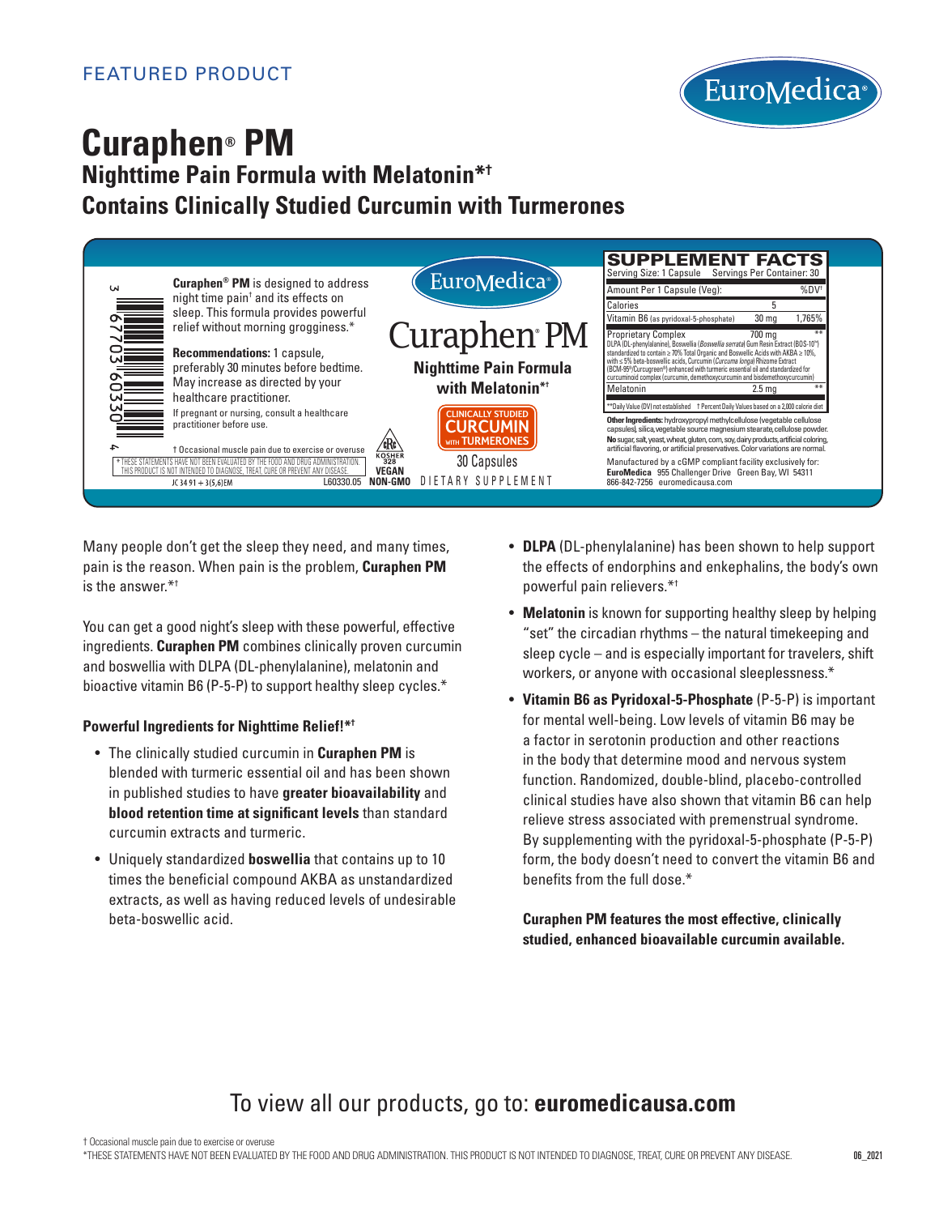FEATURED PRODUCT

EuroMedica®

# Curaphen® PM

## Nighttime Pain Formula with Melatonin*†

## Contains Clinically Studied Curcumin with Turmerones

**Curaphen® PM** is designed to address night time pain† and its effects on sleep. This formula provides powerful relief without morning grogginess.*

**Recommendations:** 1 capsule, preferably 30 minutes before bedtime. May increase as directed by your healthcare practitioner.

If pregnant or nursing, consult a healthcare practitioner before use.

† Occasional muscle pain due to exercise or overuse

*THESE STATEMENTS HAVE NOT BEEN EVALUATED BY THE FOOD AND DRUG ADMINISTRATION. THIS PRODUCT IS NOT INTENDED TO DIAGNOSE, TREAT, CURE OR PREVENT ANY DISEASE.

JC 34 91 + 3(5,6)EM L60330.05

3 67703 60330 4

KOSHER 328 VEGAN NON-GMO

EuroMedica®

Curaphen® PM

**Nighttime Pain Formula with Melatonin*†**

CLINICALLY STUDIED CURCUMIN WITH TURMERONES

30 Capsules

DIETARY SUPPLEMENT

**SUPPLEMENT FACTS**

Serving Size: 1 Capsule Servings Per Container: 30

| Amount Per 1 Capsule (Veg): | | %DV† |
|---|---|---|
| Calories | 5 | |
| Vitamin B6 (as pyridoxal-5-phosphate) | 30 mg | 1,765% |
| Proprietary Complex<br>DLPA (DL-phenylalanine), Boswellia (*Boswellia serrata*) Gum Resin Extract (BOS-10®) standardized to contain ≥ 70% Total Organic and Boswellic Acids with AKBA ≥ 10%, with ≤ 5% beta-boswellic acids, Curcumin (*Curcuma longa*) Rhizome Extract (BCM-95®/Curcugreen®) enhanced with turmeric essential oil and standardized for curcuminoid complex (curcumin, demethoxycurcumin and bisdemethoxycurcumin) | 700 mg | ** |
| Melatonin | 2.5 mg | ** |

**Daily Value (DV) not established † Percent Daily Values based on a 2,000 calorie diet

**Other Ingredients:** hydroxypropyl methylcellulose (vegetable cellulose capsules), silica, vegetable source magnesium stearate, cellulose powder.

**No** sugar, salt, yeast, wheat, gluten, corn, soy, dairy products, artificial coloring, artificial flavoring, or artificial preservatives. Color variations are normal.

Manufactured by a cGMP compliant facility exclusively for:
**EuroMedica** 955 Challenger Drive Green Bay, WI 54311
866-842-7256 euromedicausa.com

Many people don't get the sleep they need, and many times, pain is the reason. When pain is the problem, **Curaphen PM** is the answer.*†

You can get a good night's sleep with these powerful, effective ingredients. **Curaphen PM** combines clinically proven curcumin and boswellia with DLPA (DL-phenylalanine), melatonin and bioactive vitamin B6 (P-5-P) to support healthy sleep cycles.*

### Powerful Ingredients for Nighttime Relief!*†

- The clinically studied curcumin in **Curaphen PM** is blended with turmeric essential oil and has been shown in published studies to have **greater bioavailability** and **blood retention time at significant levels** than standard curcumin extracts and turmeric.
- Uniquely standardized **boswellia** that contains up to 10 times the beneficial compound AKBA as unstandardized extracts, as well as having reduced levels of undesirable beta-boswellic acid.
- **DLPA** (DL-phenylalanine) has been shown to help support the effects of endorphins and enkephalins, the body's own powerful pain relievers.*†
- **Melatonin** is known for supporting healthy sleep by helping "set" the circadian rhythms – the natural timekeeping and sleep cycle – and is especially important for travelers, shift workers, or anyone with occasional sleeplessness.*
- **Vitamin B6 as Pyridoxal-5-Phosphate** (P-5-P) is important for mental well-being. Low levels of vitamin B6 may be a factor in serotonin production and other reactions in the body that determine mood and nervous system function. Randomized, double-blind, placebo-controlled clinical studies have also shown that vitamin B6 can help relieve stress associated with premenstrual syndrome. By supplementing with the pyridoxal-5-phosphate (P-5-P) form, the body doesn't need to convert the vitamin B6 and benefits from the full dose.*

**Curaphen PM features the most effective, clinically studied, enhanced bioavailable curcumin available.**

To view all our products, go to: **euromedicausa.com**

† Occasional muscle pain due to exercise or overuse

*THESE STATEMENTS HAVE NOT BEEN EVALUATED BY THE FOOD AND DRUG ADMINISTRATION. THIS PRODUCT IS NOT INTENDED TO DIAGNOSE, TREAT, CURE OR PREVENT ANY DISEASE.

06_2021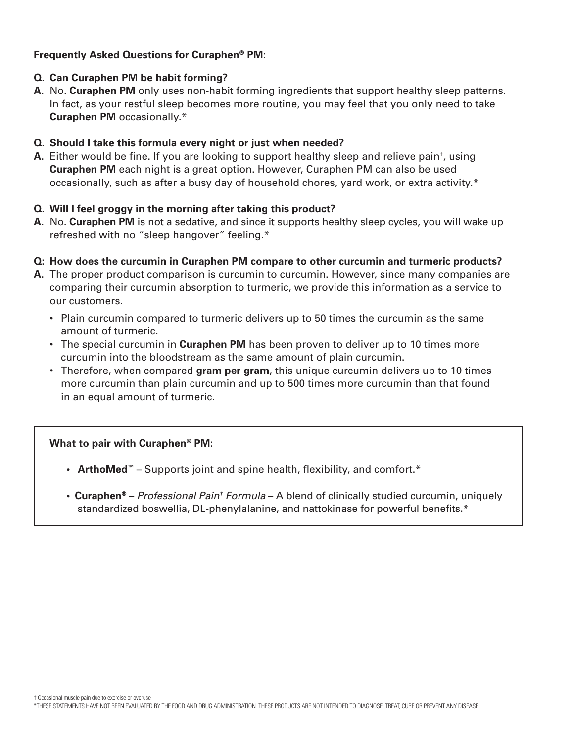**Frequently Asked Questions for Curaphen® PM:**

**Q. Can Curaphen PM be habit forming?**

**A.** No. **Curaphen PM** only uses non-habit forming ingredients that support healthy sleep patterns. In fact, as your restful sleep becomes more routine, you may feel that you only need to take **Curaphen PM** occasionally.*

**Q. Should I take this formula every night or just when needed?**

**A.** Either would be fine. If you are looking to support healthy sleep and relieve pain†, using **Curaphen PM** each night is a great option. However, Curaphen PM can also be used occasionally, such as after a busy day of household chores, yard work, or extra activity.*

**Q. Will I feel groggy in the morning after taking this product?**

**A.** No. **Curaphen PM** is not a sedative, and since it supports healthy sleep cycles, you will wake up refreshed with no "sleep hangover" feeling.*

**Q: How does the curcumin in Curaphen PM compare to other curcumin and turmeric products?**

**A.** The proper product comparison is curcumin to curcumin. However, since many companies are comparing their curcumin absorption to turmeric, we provide this information as a service to our customers.

- Plain curcumin compared to turmeric delivers up to 50 times the curcumin as the same amount of turmeric.
- The special curcumin in **Curaphen PM** has been proven to deliver up to 10 times more curcumin into the bloodstream as the same amount of plain curcumin.
- Therefore, when compared **gram per gram**, this unique curcumin delivers up to 10 times more curcumin than plain curcumin and up to 500 times more curcumin than that found in an equal amount of turmeric.

**What to pair with Curaphen® PM:**

- **ArthoMed™** – Supports joint and spine health, flexibility, and comfort.*
- **Curaphen®** – *Professional Pain† Formula* – A blend of clinically studied curcumin, uniquely standardized boswellia, DL-phenylalanine, and nattokinase for powerful benefits.*

† Occasional muscle pain due to exercise or overuse

*THESE STATEMENTS HAVE NOT BEEN EVALUATED BY THE FOOD AND DRUG ADMINISTRATION. THESE PRODUCTS ARE NOT INTENDED TO DIAGNOSE, TREAT, CURE OR PREVENT ANY DISEASE.